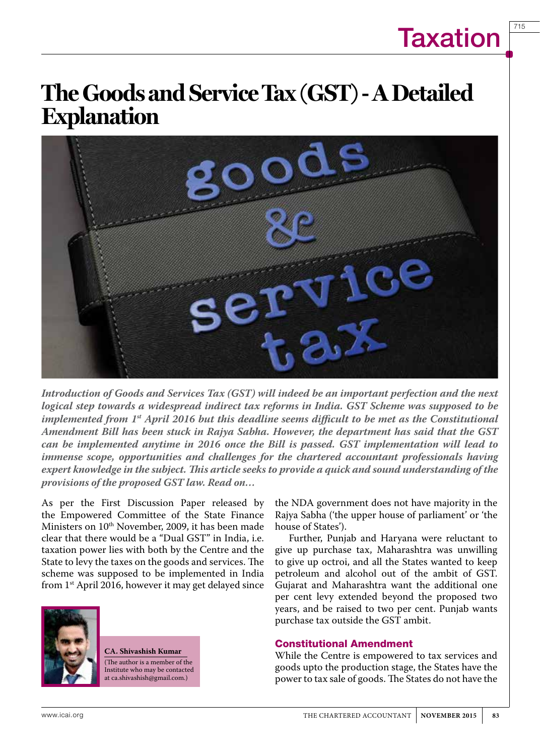# Taxation

# The Goods and Service Tax (GST) - A Detailed Explanation

*Introduction of Goods and Services Tax (GST) will indeed be an important perfection and the next logical step towards a widespread indirect tax reforms in India. GST Scheme was supposed to be implemented from 1st April 2016 but this deadline seems difficult to be met as the Constitutional Amendment Bill has been stuck in Rajya Sabha. However, the department has said that the GST can be implemented anytime in 2016 once the Bill is passed. GST implementation will lead to immense scope, opportunities and challenges for the chartered accountant professionals having expert knowledge in the subject. This article seeks to provide a quick and sound understanding of the provisions of the proposed GST law. Read on…*

As per the First Discussion Paper released by the Empowered Committee of the State Finance Ministers on 10th November, 2009, it has been made clear that there would be a "Dual GST" in India, i.e. taxation power lies with both by the Centre and the State to levy the taxes on the goods and services. The scheme was supposed to be implemented in India from 1st April 2016, however it may get delayed since the NDA government does not have majority in the Rajya Sabha ('the upper house of parliament' or 'the house of States').

**CA. Shivashish Kumar**
(The author is a member of the Institute who may be contacted at ca.shivashish@gmail.com.)

Further, Punjab and Haryana were reluctant to give up purchase tax, Maharashtra was unwilling to give up octroi, and all the States wanted to keep petroleum and alcohol out of the ambit of GST. Gujarat and Maharashtra want the additional one per cent levy extended beyond the proposed two years, and be raised to two per cent. Punjab wants purchase tax outside the GST ambit.

## Constitutional Amendment

While the Centre is empowered to tax services and goods upto the production stage, the States have the power to tax sale of goods. The States do not have the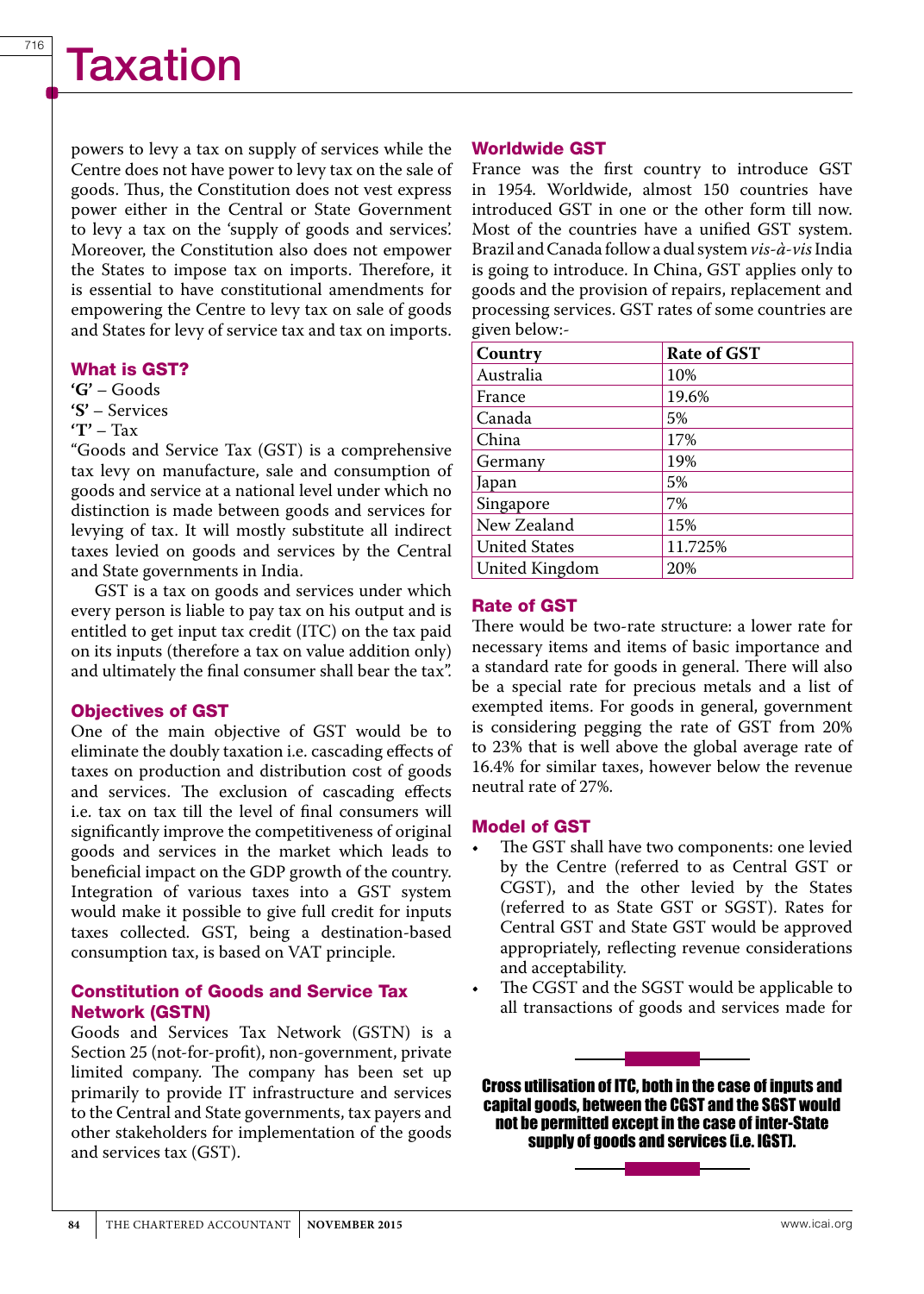powers to levy a tax on supply of services while the Centre does not have power to levy tax on the sale of goods. Thus, the Constitution does not vest express power either in the Central or State Government to levy a tax on the 'supply of goods and services'. Moreover, the Constitution also does not empower the States to impose tax on imports. Therefore, it is essential to have constitutional amendments for empowering the Centre to levy tax on sale of goods and States for levy of service tax and tax on imports.

## What is GST?

**'G'** – Goods
**'S'** – Services
**'T'** – Tax

"Goods and Service Tax (GST) is a comprehensive tax levy on manufacture, sale and consumption of goods and service at a national level under which no distinction is made between goods and services for levying of tax. It will mostly substitute all indirect taxes levied on goods and services by the Central and State governments in India.

GST is a tax on goods and services under which every person is liable to pay tax on his output and is entitled to get input tax credit (ITC) on the tax paid on its inputs (therefore a tax on value addition only) and ultimately the final consumer shall bear the tax".

## Objectives of GST

One of the main objective of GST would be to eliminate the doubly taxation i.e. cascading effects of taxes on production and distribution cost of goods and services. The exclusion of cascading effects i.e. tax on tax till the level of final consumers will significantly improve the competitiveness of original goods and services in the market which leads to beneficial impact on the GDP growth of the country. Integration of various taxes into a GST system would make it possible to give full credit for inputs taxes collected. GST, being a destination-based consumption tax, is based on VAT principle.

## Constitution of Goods and Service Tax Network (GSTN)

Goods and Services Tax Network (GSTN) is a Section 25 (not-for-profit), non-government, private limited company. The company has been set up primarily to provide IT infrastructure and services to the Central and State governments, tax payers and other stakeholders for implementation of the goods and services tax (GST).

## Worldwide GST

France was the first country to introduce GST in 1954. Worldwide, almost 150 countries have introduced GST in one or the other form till now. Most of the countries have a unified GST system. Brazil and Canada follow a dual system *vis-à-vis* India is going to introduce. In China, GST applies only to goods and the provision of repairs, replacement and processing services. GST rates of some countries are given below:-

| Country | Rate of GST |
|---|---|
| Australia | 10% |
| France | 19.6% |
| Canada | 5% |
| China | 17% |
| Germany | 19% |
| Japan | 5% |
| Singapore | 7% |
| New Zealand | 15% |
| United States | 11.725% |
| United Kingdom | 20% |

## Rate of GST

There would be two-rate structure: a lower rate for necessary items and items of basic importance and a standard rate for goods in general. There will also be a special rate for precious metals and a list of exempted items. For goods in general, government is considering pegging the rate of GST from 20% to 23% that is well above the global average rate of 16.4% for similar taxes, however below the revenue neutral rate of 27%.

## Model of GST

- The GST shall have two components: one levied by the Centre (referred to as Central GST or CGST), and the other levied by the States (referred to as State GST or SGST). Rates for Central GST and State GST would be approved appropriately, reflecting revenue considerations and acceptability.
- The CGST and the SGST would be applicable to all transactions of goods and services made for

**Cross utilisation of ITC, both in the case of inputs and capital goods, between the CGST and the SGST would not be permitted except in the case of inter-State supply of goods and services (i.e. IGST).**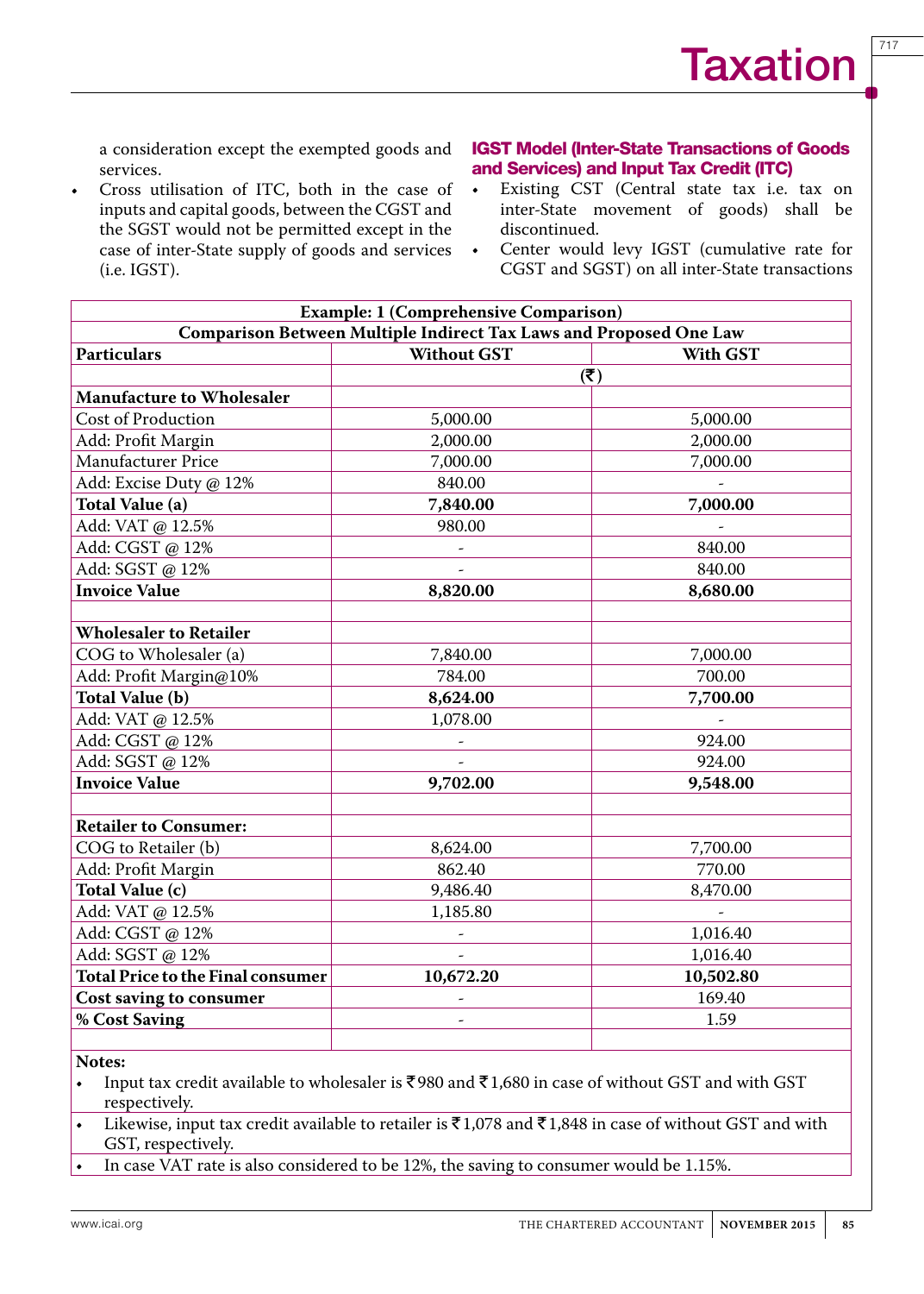a consideration except the exempted goods and services.

- Cross utilisation of ITC, both in the case of inputs and capital goods, between the CGST and the SGST would not be permitted except in the case of inter-State supply of goods and services (i.e. IGST).

## IGST Model (Inter-State Transactions of Goods and Services) and Input Tax Credit (ITC)

- Existing CST (Central state tax i.e. tax on inter-State movement of goods) shall be discontinued.
- Center would levy IGST (cumulative rate for CGST and SGST) on all inter-State transactions

| **Example: 1 (Comprehensive Comparison)** | | |
|---|---|---|
| **Comparison Between Multiple Indirect Tax Laws and Proposed One Law** | | |
| **Particulars** | **Without GST** | **With GST** |
| | **(₹)** | |
| **Manufacture to Wholesaler** | | |
| Cost of Production | 5,000.00 | 5,000.00 |
| Add: Profit Margin | 2,000.00 | 2,000.00 |
| Manufacturer Price | 7,000.00 | 7,000.00 |
| Add: Excise Duty @ 12% | 840.00 | - |
| **Total Value (a)** | **7,840.00** | **7,000.00** |
| Add: VAT @ 12.5% | 980.00 | - |
| Add: CGST @ 12% | - | 840.00 |
| Add: SGST @ 12% | - | 840.00 |
| **Invoice Value** | **8,820.00** | **8,680.00** |
| | | |
| **Wholesaler to Retailer** | | |
| COG to Wholesaler (a) | 7,840.00 | 7,000.00 |
| Add: Profit Margin@10% | 784.00 | 700.00 |
| **Total Value (b)** | **8,624.00** | **7,700.00** |
| Add: VAT @ 12.5% | 1,078.00 | - |
| Add: CGST @ 12% | - | 924.00 |
| Add: SGST @ 12% | - | 924.00 |
| **Invoice Value** | **9,702.00** | **9,548.00** |
| | | |
| **Retailer to Consumer:** | | |
| COG to Retailer (b) | 8,624.00 | 7,700.00 |
| Add: Profit Margin | 862.40 | 770.00 |
| **Total Value (c)** | 9,486.40 | 8,470.00 |
| Add: VAT @ 12.5% | 1,185.80 | - |
| Add: CGST @ 12% | - | 1,016.40 |
| Add: SGST @ 12% | - | 1,016.40 |
| **Total Price to the Final consumer** | **10,672.20** | **10,502.80** |
| **Cost saving to consumer** | - | 169.40 |
| **% Cost Saving** | - | 1.59 |

**Notes:**

- Input tax credit available to wholesaler is ₹980 and ₹1,680 in case of without GST and with GST respectively.
- Likewise, input tax credit available to retailer is ₹1,078 and ₹1,848 in case of without GST and with GST, respectively.
- In case VAT rate is also considered to be 12%, the saving to consumer would be 1.15%.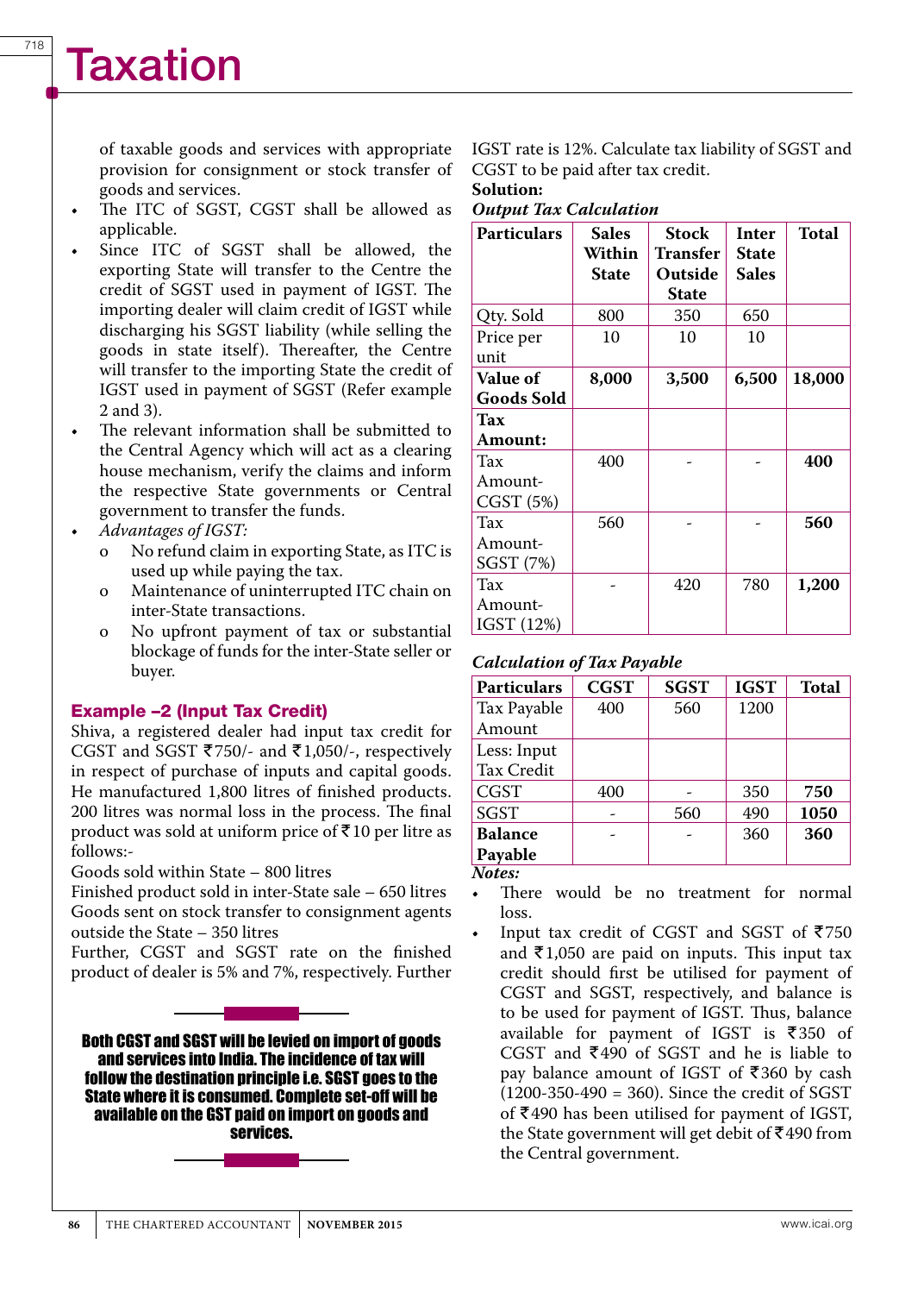of taxable goods and services with appropriate provision for consignment or stock transfer of goods and services.

- The ITC of SGST, CGST shall be allowed as applicable.
- Since ITC of SGST shall be allowed, the exporting State will transfer to the Centre the credit of SGST used in payment of IGST. The importing dealer will claim credit of IGST while discharging his SGST liability (while selling the goods in state itself). Thereafter, the Centre will transfer to the importing State the credit of IGST used in payment of SGST (Refer example 2 and 3).
- The relevant information shall be submitted to the Central Agency which will act as a clearing house mechanism, verify the claims and inform the respective State governments or Central government to transfer the funds.
- *Advantages of IGST:*
  - o No refund claim in exporting State, as ITC is used up while paying the tax.
  - o Maintenance of uninterrupted ITC chain on inter-State transactions.
  - o No upfront payment of tax or substantial blockage of funds for the inter-State seller or buyer.

### Example –2 (Input Tax Credit)

Shiva, a registered dealer had input tax credit for CGST and SGST ₹750/- and ₹1,050/-, respectively in respect of purchase of inputs and capital goods. He manufactured 1,800 litres of finished products. 200 litres was normal loss in the process. The final product was sold at uniform price of ₹10 per litre as follows:-

Goods sold within State – 800 litres

Finished product sold in inter-State sale – 650 litres

Goods sent on stock transfer to consignment agents outside the State – 350 litres

Further, CGST and SGST rate on the finished product of dealer is 5% and 7%, respectively. Further IGST rate is 12%. Calculate tax liability of SGST and CGST to be paid after tax credit.

**Solution:**

***Output Tax Calculation***

| Particulars | Sales Within State | Stock Transfer Outside State | Inter State Sales | Total |
|---|---|---|---|---|
| Qty. Sold | 800 | 350 | 650 | |
| Price per unit | 10 | 10 | 10 | |
| **Value of Goods Sold** | **8,000** | **3,500** | **6,500** | **18,000** |
| **Tax Amount:** | | | | |
| Tax Amount-CGST (5%) | 400 | - | - | **400** |
| Tax Amount-SGST (7%) | 560 | - | - | **560** |
| Tax Amount-IGST (12%) | - | 420 | 780 | **1,200** |

***Calculation of Tax Payable***

| Particulars | CGST | SGST | IGST | Total |
|---|---|---|---|---|
| Tax Payable Amount | 400 | 560 | 1200 | |
| Less: Input Tax Credit | | | | |
| CGST | 400 | - | 350 | **750** |
| SGST | - | 560 | 490 | **1050** |
| **Balance Payable** | - | - | 360 | **360** |

***Notes:***

- There would be no treatment for normal loss.
- Input tax credit of CGST and SGST of ₹750 and ₹1,050 are paid on inputs. This input tax credit should first be utilised for payment of CGST and SGST, respectively, and balance is to be used for payment of IGST. Thus, balance available for payment of IGST is ₹350 of CGST and ₹490 of SGST and he is liable to pay balance amount of IGST of ₹360 by cash (1200-350-490 = 360). Since the credit of SGST of ₹490 has been utilised for payment of IGST, the State government will get debit of ₹490 from the Central government.

**Both CGST and SGST will be levied on import of goods and services into India. The incidence of tax will follow the destination principle i.e. SGST goes to the State where it is consumed. Complete set-off will be available on the GST paid on import on goods and services.**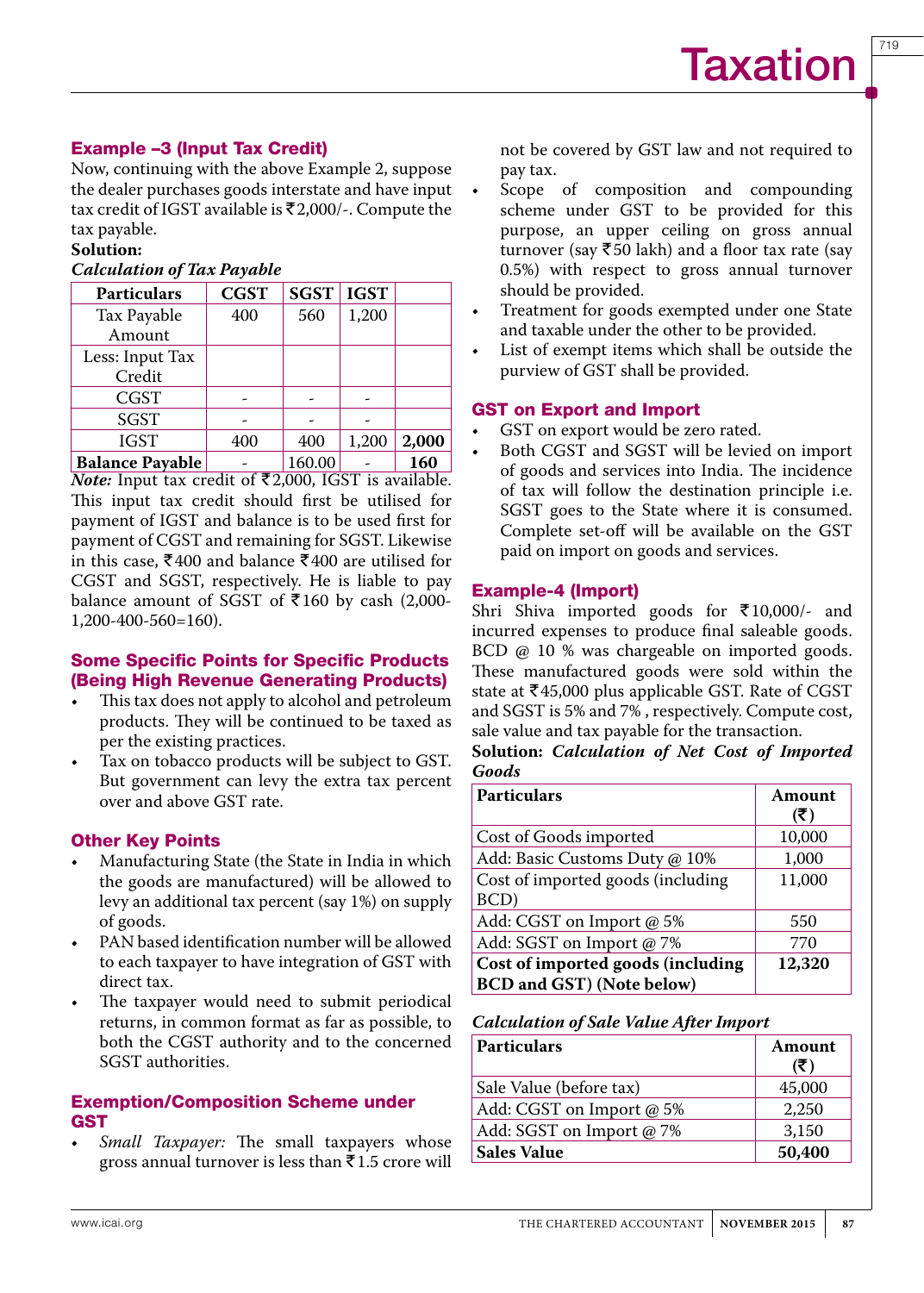### Example –3 (Input Tax Credit)

Now, continuing with the above Example 2, suppose the dealer purchases goods interstate and have input tax credit of IGST available is ₹2,000/-. Compute the tax payable.

**Solution:**

***Calculation of Tax Payable***

| Particulars | CGST | SGST | IGST | |
|---|---|---|---|---|
| Tax Payable Amount | 400 | 560 | 1,200 | |
| Less: Input Tax Credit | | | | |
| CGST | - | - | - | |
| SGST | - | - | - | |
| IGST | 400 | 400 | 1,200 | **2,000** |
| **Balance Payable** | - | 160.00 | - | **160** |

***Note:*** Input tax credit of ₹2,000, IGST is available. This input tax credit should first be utilised for payment of IGST and balance is to be used first for payment of CGST and remaining for SGST. Likewise in this case, ₹400 and balance ₹400 are utilised for CGST and SGST, respectively. He is liable to pay balance amount of SGST of ₹160 by cash (2,000-1,200-400-560=160).

### Some Specific Points for Specific Products (Being High Revenue Generating Products)

- This tax does not apply to alcohol and petroleum products. They will be continued to be taxed as per the existing practices.
- Tax on tobacco products will be subject to GST. But government can levy the extra tax percent over and above GST rate.

### Other Key Points

- Manufacturing State (the State in India in which the goods are manufactured) will be allowed to levy an additional tax percent (say 1%) on supply of goods.
- PAN based identification number will be allowed to each taxpayer to have integration of GST with direct tax.
- The taxpayer would need to submit periodical returns, in common format as far as possible, to both the CGST authority and to the concerned SGST authorities.

### Exemption/Composition Scheme under GST

- *Small Taxpayer:* The small taxpayers whose gross annual turnover is less than ₹1.5 crore will not be covered by GST law and not required to pay tax.
- Scope of composition and compounding scheme under GST to be provided for this purpose, an upper ceiling on gross annual turnover (say ₹50 lakh) and a floor tax rate (say 0.5%) with respect to gross annual turnover should be provided.
- Treatment for goods exempted under one State and taxable under the other to be provided.
- List of exempt items which shall be outside the purview of GST shall be provided.

### GST on Export and Import

- GST on export would be zero rated.
- Both CGST and SGST will be levied on import of goods and services into India. The incidence of tax will follow the destination principle i.e. SGST goes to the State where it is consumed. Complete set-off will be available on the GST paid on import on goods and services.

### Example-4 (Import)

Shri Shiva imported goods for ₹10,000/- and incurred expenses to produce final saleable goods. BCD @ 10 % was chargeable on imported goods. These manufactured goods were sold within the state at ₹45,000 plus applicable GST. Rate of CGST and SGST is 5% and 7% , respectively. Compute cost, sale value and tax payable for the transaction.

**Solution:** ***Calculation of Net Cost of Imported Goods***

| Particulars | Amount (₹) |
|---|---|
| Cost of Goods imported | 10,000 |
| Add: Basic Customs Duty @ 10% | 1,000 |
| Cost of imported goods (including BCD) | 11,000 |
| Add: CGST on Import @ 5% | 550 |
| Add: SGST on Import @ 7% | 770 |
| **Cost of imported goods (including BCD and GST) (Note below)** | **12,320** |

***Calculation of Sale Value After Import***

| Particulars | Amount (₹) |
|---|---|
| Sale Value (before tax) | 45,000 |
| Add: CGST on Import @ 5% | 2,250 |
| Add: SGST on Import @ 7% | 3,150 |
| **Sales Value** | **50,400** |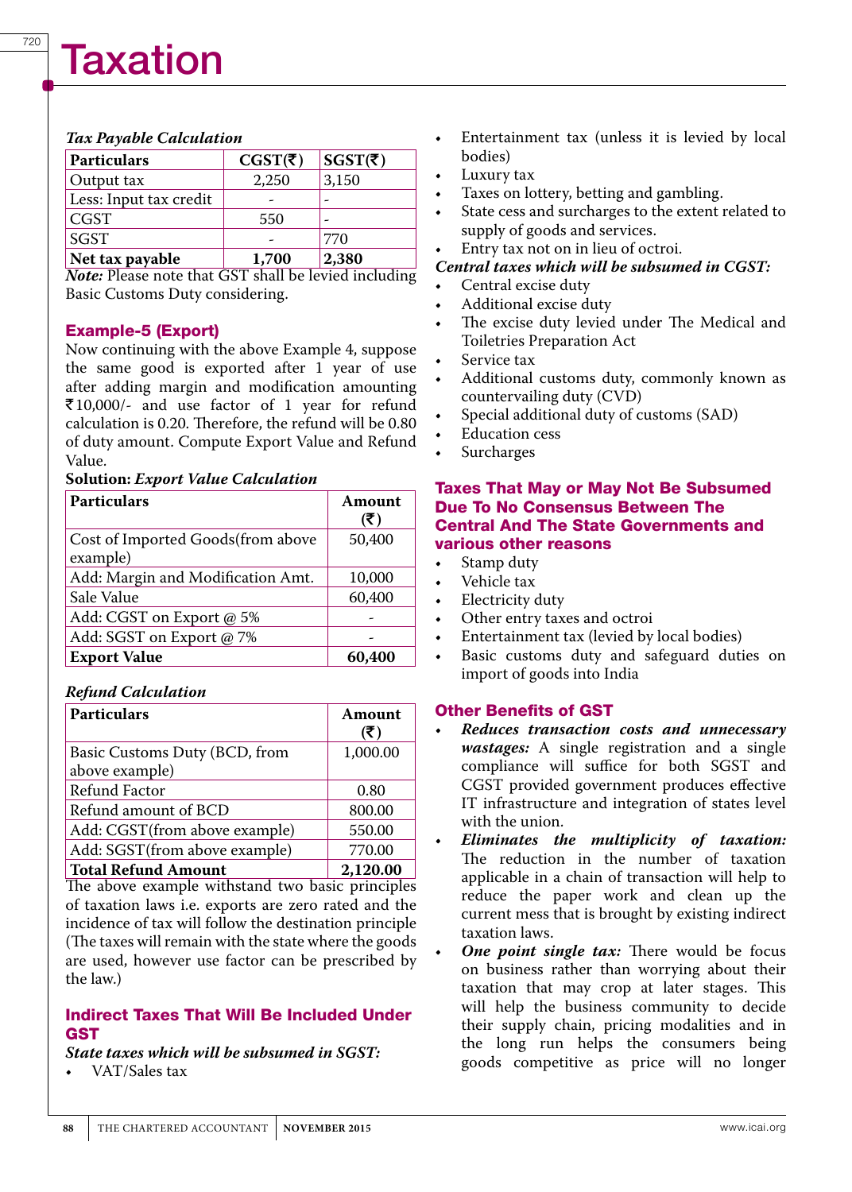*Tax Payable Calculation*

| Particulars | CGST(₹) | SGST(₹) |
|---|---|---|
| Output tax | 2,250 | 3,150 |
| Less: Input tax credit | - | - |
| CGST | 550 | - |
| SGST | - | 770 |
| **Net tax payable** | **1,700** | **2,380** |

***Note:*** Please note that GST shall be levied including Basic Customs Duty considering.

### Example-5 (Export)

Now continuing with the above Example 4, suppose the same good is exported after 1 year of use after adding margin and modification amounting ₹10,000/- and use factor of 1 year for refund calculation is 0.20. Therefore, the refund will be 0.80 of duty amount. Compute Export Value and Refund Value.

**Solution:** ***Export Value Calculation***

| Particulars | Amount (₹) |
|---|---|
| Cost of Imported Goods(from above example) | 50,400 |
| Add: Margin and Modification Amt. | 10,000 |
| Sale Value | 60,400 |
| Add: CGST on Export @ 5% | - |
| Add: SGST on Export @ 7% | - |
| **Export Value** | **60,400** |

***Refund Calculation***

| Particulars | Amount (₹) |
|---|---|
| Basic Customs Duty (BCD, from above example) | 1,000.00 |
| Refund Factor | 0.80 |
| Refund amount of BCD | 800.00 |
| Add: CGST(from above example) | 550.00 |
| Add: SGST(from above example) | 770.00 |
| **Total Refund Amount** | **2,120.00** |

The above example withstand two basic principles of taxation laws i.e. exports are zero rated and the incidence of tax will follow the destination principle (The taxes will remain with the state where the goods are used, however use factor can be prescribed by the law.)

### Indirect Taxes That Will Be Included Under GST

***State taxes which will be subsumed in SGST:***

- VAT/Sales tax
- Entertainment tax (unless it is levied by local bodies)
- Luxury tax
- Taxes on lottery, betting and gambling.
- State cess and surcharges to the extent related to supply of goods and services.
- Entry tax not on in lieu of octroi.

***Central taxes which will be subsumed in CGST:***

- Central excise duty
- Additional excise duty
- The excise duty levied under The Medical and Toiletries Preparation Act
- Service tax
- Additional customs duty, commonly known as countervailing duty (CVD)
- Special additional duty of customs (SAD)
- Education cess
- Surcharges

### Taxes That May or May Not Be Subsumed Due To No Consensus Between The Central And The State Governments and various other reasons

- Stamp duty
- Vehicle tax
- Electricity duty
- Other entry taxes and octroi
- Entertainment tax (levied by local bodies)
- Basic customs duty and safeguard duties on import of goods into India

### Other Benefits of GST

- ***Reduces transaction costs and unnecessary wastages:*** A single registration and a single compliance will suffice for both SGST and CGST provided government produces effective IT infrastructure and integration of states level with the union.
- ***Eliminates the multiplicity of taxation:*** The reduction in the number of taxation applicable in a chain of transaction will help to reduce the paper work and clean up the current mess that is brought by existing indirect taxation laws.
- ***One point single tax:*** There would be focus on business rather than worrying about their taxation that may crop at later stages. This will help the business community to decide their supply chain, pricing modalities and in the long run helps the consumers being goods competitive as price will no longer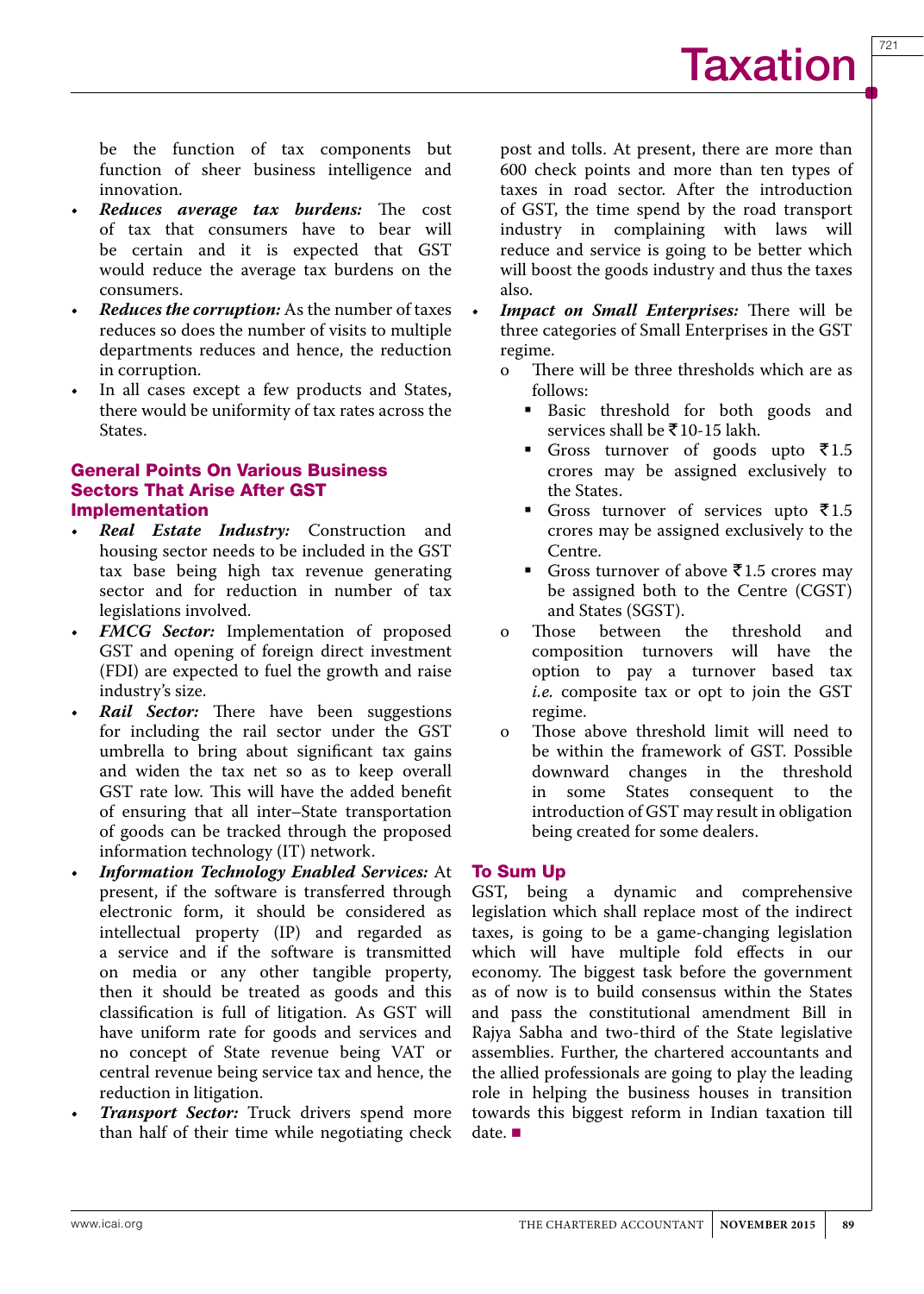be the function of tax components but function of sheer business intelligence and innovation.

- ***Reduces average tax burdens:*** The cost of tax that consumers have to bear will be certain and it is expected that GST would reduce the average tax burdens on the consumers.
- ***Reduces the corruption:*** As the number of taxes reduces so does the number of visits to multiple departments reduces and hence, the reduction in corruption.
- In all cases except a few products and States, there would be uniformity of tax rates across the States.

## General Points On Various Business Sectors That Arise After GST Implementation

- ***Real Estate Industry:*** Construction and housing sector needs to be included in the GST tax base being high tax revenue generating sector and for reduction in number of tax legislations involved.
- ***FMCG Sector:*** Implementation of proposed GST and opening of foreign direct investment (FDI) are expected to fuel the growth and raise industry's size.
- ***Rail Sector:*** There have been suggestions for including the rail sector under the GST umbrella to bring about significant tax gains and widen the tax net so as to keep overall GST rate low. This will have the added benefit of ensuring that all inter–State transportation of goods can be tracked through the proposed information technology (IT) network.
- ***Information Technology Enabled Services:*** At present, if the software is transferred through electronic form, it should be considered as intellectual property (IP) and regarded as a service and if the software is transmitted on media or any other tangible property, then it should be treated as goods and this classification is full of litigation. As GST will have uniform rate for goods and services and no concept of State revenue being VAT or central revenue being service tax and hence, the reduction in litigation.
- ***Transport Sector:*** Truck drivers spend more than half of their time while negotiating check post and tolls. At present, there are more than 600 check points and more than ten types of taxes in road sector. After the introduction of GST, the time spend by the road transport industry in complaining with laws will reduce and service is going to be better which will boost the goods industry and thus the taxes also.
- ***Impact on Small Enterprises:*** There will be three categories of Small Enterprises in the GST regime.
  - There will be three thresholds which are as follows:
    - Basic threshold for both goods and services shall be ₹10-15 lakh.
    - Gross turnover of goods upto ₹1.5 crores may be assigned exclusively to the States.
    - Gross turnover of services upto ₹1.5 crores may be assigned exclusively to the Centre.
    - Gross turnover of above ₹1.5 crores may be assigned both to the Centre (CGST) and States (SGST).
  - Those between the threshold and composition turnovers will have the option to pay a turnover based tax *i.e.* composite tax or opt to join the GST regime.
  - Those above threshold limit will need to be within the framework of GST. Possible downward changes in the threshold in some States consequent to the introduction of GST may result in obligation being created for some dealers.

## To Sum Up

GST, being a dynamic and comprehensive legislation which shall replace most of the indirect taxes, is going to be a game-changing legislation which will have multiple fold effects in our economy. The biggest task before the government as of now is to build consensus within the States and pass the constitutional amendment Bill in Rajya Sabha and two-third of the State legislative assemblies. Further, the chartered accountants and the allied professionals are going to play the leading role in helping the business houses in transition towards this biggest reform in Indian taxation till date. ■